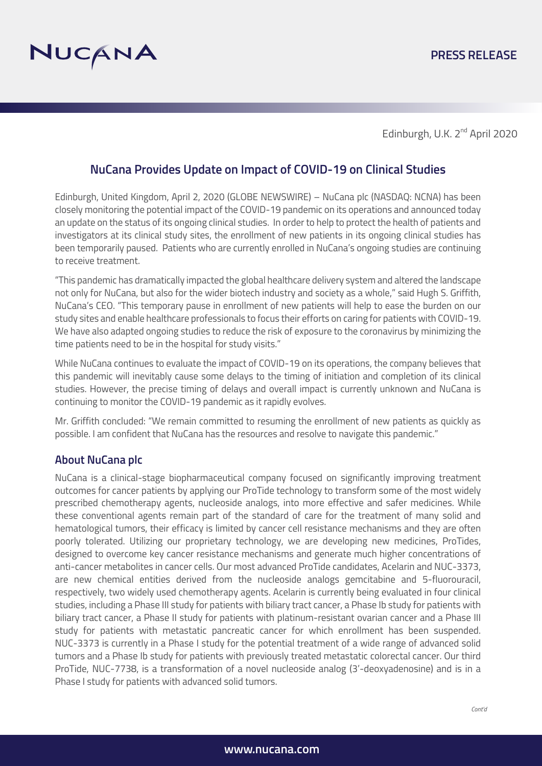PRESS RELEASE

Edinburgh, U.K. 2nd April 2020

# NuCana Provides Update on Impact of COVID-19 on Clinical Studies

Edinburgh, United Kingdom, April 2, 2020 (GLOBE NEWSWIRE) – NuCana plc (NASDAQ: NCNA) has been closely monitoring the potential impact of the COVID-19 pandemic on its operations and announced today an update on the status of its ongoing clinical studies. In order to help to protect the health of patients and investigators at its clinical study sites, the enrollment of new patients in its ongoing clinical studies has been temporarily paused. Patients who are currently enrolled in NuCana's ongoing studies are continuing to receive treatment.

"This pandemic has dramatically impacted the global healthcare delivery system and altered the landscape not only for NuCana, but also for the wider biotech industry and society as a whole," said Hugh S. Griffith, NuCana's CEO. "This temporary pause in enrollment of new patients will help to ease the burden on our study sites and enable healthcare professionals to focus their efforts on caring for patients with COVID-19. We have also adapted ongoing studies to reduce the risk of exposure to the coronavirus by minimizing the time patients need to be in the hospital for study visits."

While NuCana continues to evaluate the impact of COVID-19 on its operations, the company believes that this pandemic will inevitably cause some delays to the timing of initiation and completion of its clinical studies. However, the precise timing of delays and overall impact is currently unknown and NuCana is continuing to monitor the COVID-19 pandemic as it rapidly evolves.

Mr. Griffith concluded: "We remain committed to resuming the enrollment of new patients as quickly as possible. I am confident that NuCana has the resources and resolve to navigate this pandemic."

## About NuCana plc

NuCana is a clinical-stage biopharmaceutical company focused on significantly improving treatment outcomes for cancer patients by applying our ProTide technology to transform some of the most widely prescribed chemotherapy agents, nucleoside analogs, into more effective and safer medicines. While these conventional agents remain part of the standard of care for the treatment of many solid and hematological tumors, their efficacy is limited by cancer cell resistance mechanisms and they are often poorly tolerated. Utilizing our proprietary technology, we are developing new medicines, ProTides, designed to overcome key cancer resistance mechanisms and generate much higher concentrations of anti-cancer metabolites in cancer cells. Our most advanced ProTide candidates, Acelarin and NUC-3373, are new chemical entities derived from the nucleoside analogs gemcitabine and 5-fluorouracil, respectively, two widely used chemotherapy agents. Acelarin is currently being evaluated in four clinical studies, including a Phase III study for patients with biliary tract cancer, a Phase Ib study for patients with biliary tract cancer, a Phase II study for patients with platinum-resistant ovarian cancer and a Phase III study for patients with metastatic pancreatic cancer for which enrollment has been suspended. NUC-3373 is currently in a Phase I study for the potential treatment of a wide range of advanced solid tumors and a Phase Ib study for patients with previously treated metastatic colorectal cancer. Our third ProTide, NUC-7738, is a transformation of a novel nucleoside analog (3'-deoxyadenosine) and is in a Phase I study for patients with advanced solid tumors.

*Cont'd*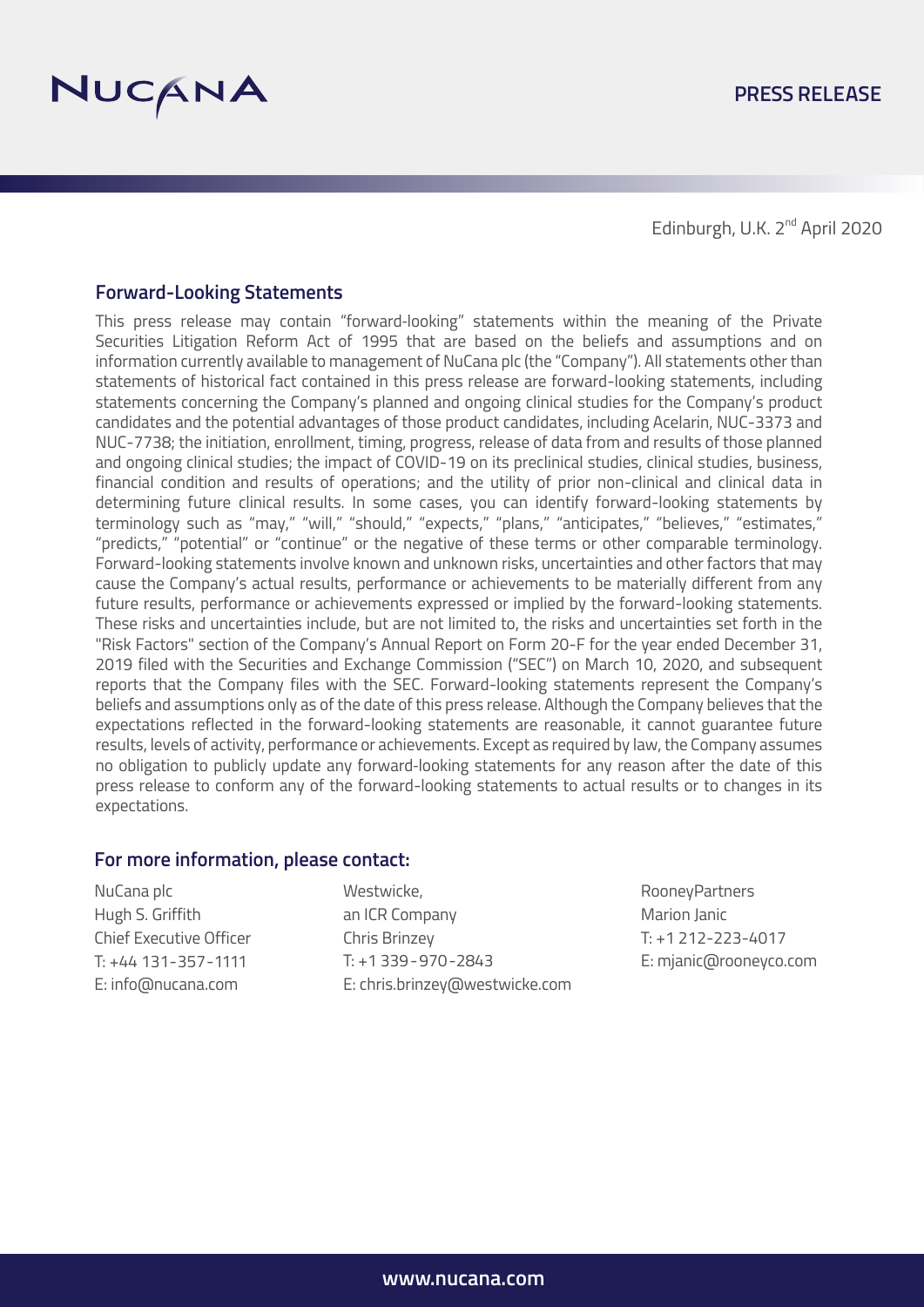Edinburgh, U.K. 2nd April 2020

## Forward-Looking Statements

This press release may contain "forward-looking" statements within the meaning of the Private Securities Litigation Reform Act of 1995 that are based on the beliefs and assumptions and on information currently available to management of NuCana plc (the "Company"). All statements other than statements of historical fact contained in this press release are forward-looking statements, including statements concerning the Company's planned and ongoing clinical studies for the Company's product candidates and the potential advantages of those product candidates, including Acelarin, NUC-3373 and NUC-7738; the initiation, enrollment, timing, progress, release of data from and results of those planned and ongoing clinical studies; the impact of COVID-19 on its preclinical studies, clinical studies, business, financial condition and results of operations; and the utility of prior non-clinical and clinical data in determining future clinical results. In some cases, you can identify forward-looking statements by terminology such as "may," "will," "should," "expects," "plans," "anticipates," "believes," "estimates," "predicts," "potential" or "continue" or the negative of these terms or other comparable terminology. Forward-looking statements involve known and unknown risks, uncertainties and other factors that may cause the Company's actual results, performance or achievements to be materially different from any future results, performance or achievements expressed or implied by the forward-looking statements. These risks and uncertainties include, but are not limited to, the risks and uncertainties set forth in the "Risk Factors" section of the Company's Annual Report on Form 20-F for the year ended December 31, 2019 filed with the Securities and Exchange Commission ("SEC") on March 10, 2020, and subsequent reports that the Company files with the SEC. Forward-looking statements represent the Company's beliefs and assumptions only as of the date of this press release. Although the Company believes that the expectations reflected in the forward-looking statements are reasonable, it cannot guarantee future results, levels of activity, performance or achievements. Except as required by law, the Company assumes no obligation to publicly update any forward-looking statements for any reason after the date of this press release to conform any of the forward-looking statements to actual results or to changes in its expectations.

## For more information, please contact:

NuCana plc
Hugh S. Griffith
Chief Executive Officer
T: +44 131-357-1111
E: info@nucana.com

Westwicke,
an ICR Company
Chris Brinzey
T: +1 339-970-2843
E: chris.brinzey@westwicke.com

RooneyPartners
Marion Janic
T: +1 212-223-4017
E: mjanic@rooneyco.com

www.nucana.com